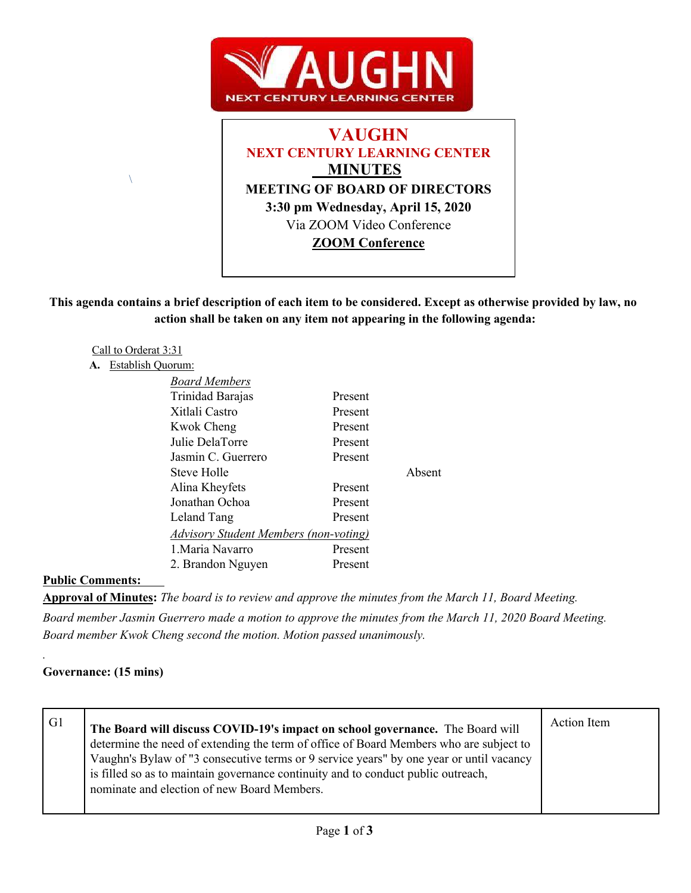# VAUGHN

## NEXT CENTURY LEARNING CENTER

## MINUTES

**MEETING OF BOARD OF DIRECTORS**

**3:30 pm Wednesday, April 15, 2020**

Via ZOOM Video Conference

**ZOOM Conference**

**This agenda contains a brief description of each item to be considered. Except as otherwise provided by law, no action shall be taken on any item not appearing in the following agenda:**

Call to Orderat 3:31

**A.** Establish Quorum:

| *Board Members* | | |
|---|---|---|
| Trinidad Barajas | Present | |
| Xitlali Castro | Present | |
| Kwok Cheng | Present | |
| Julie DelaTorre | Present | |
| Jasmin C. Guerrero | Present | |
| Steve Holle | | Absent |
| Alina Kheyfets | Present | |
| Jonathan Ochoa | Present | |
| Leland Tang | Present | |
| *Advisory Student Members (non-voting)* | | |
| 1.Maria Navarro | Present | |
| 2. Brandon Nguyen | Present | |

**Public Comments:**

**Approval of Minutes:** *The board is to review and approve the minutes from the March 11, Board Meeting.*

*Board member Jasmin Guerrero made a motion to approve the minutes from the March 11, 2020 Board Meeting. Board member Kwok Cheng second the motion. Motion passed unanimously.*

**Governance: (15 mins)**

| | | |
|---|---|---|
| G1 | **The Board will discuss COVID-19's impact on school governance.** The Board will determine the need of extending the term of office of Board Members who are subject to Vaughn's Bylaw of "3 consecutive terms or 9 service years" by one year or until vacancy is filled so as to maintain governance continuity and to conduct public outreach, nominate and election of new Board Members. | Action Item |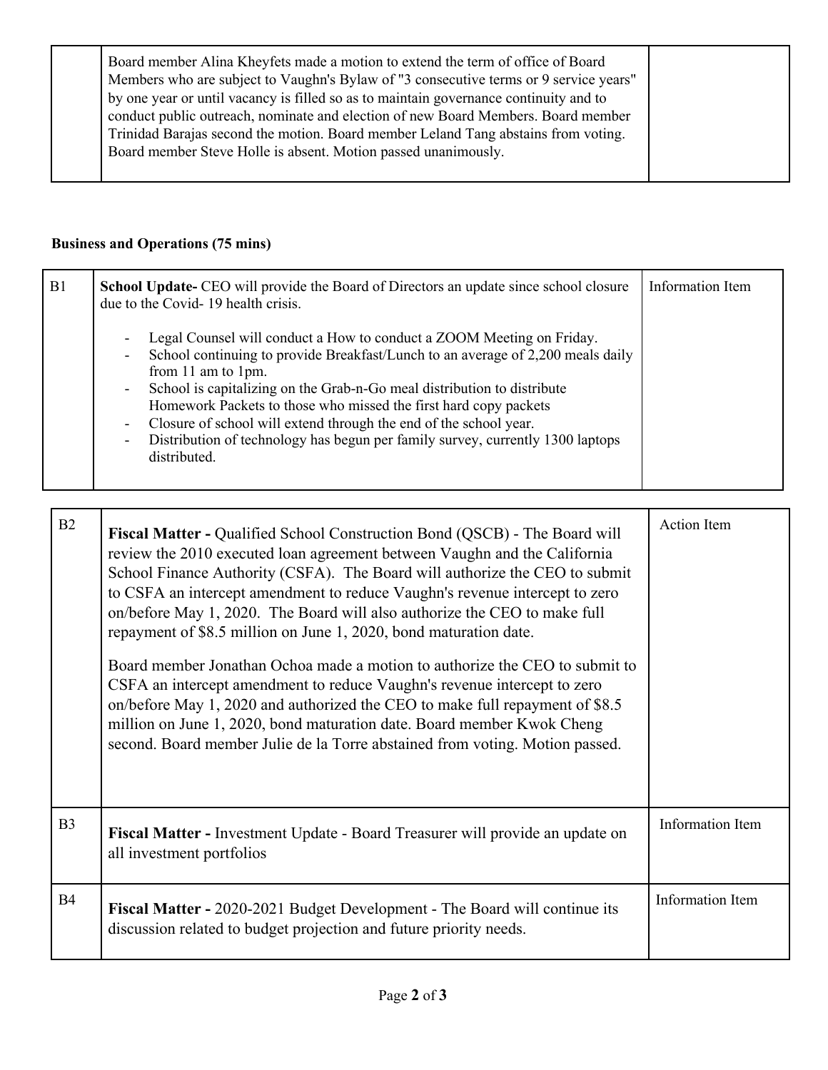| | | |
|---|---|---|
| | Board member Alina Kheyfets made a motion to extend the term of office of Board Members who are subject to Vaughn's Bylaw of "3 consecutive terms or 9 service years" by one year or until vacancy is filled so as to maintain governance continuity and to conduct public outreach, nominate and election of new Board Members. Board member Trinidad Barajas second the motion. Board member Leland Tang abstains from voting. Board member Steve Holle is absent. Motion passed unanimously. | |

**Business and Operations (75 mins)**

| | | |
|---|---|---|
| B1 | **School Update-** CEO will provide the Board of Directors an update since school closure due to the Covid- 19 health crisis.<br><br>- Legal Counsel will conduct a How to conduct a ZOOM Meeting on Friday.<br>- School continuing to provide Breakfast/Lunch to an average of 2,200 meals daily from 11 am to 1pm.<br>- School is capitalizing on the Grab-n-Go meal distribution to distribute Homework Packets to those who missed the first hard copy packets<br>- Closure of school will extend through the end of the school year.<br>- Distribution of technology has begun per family survey, currently 1300 laptops distributed. | Information Item |

| | | |
|---|---|---|
| B2 | **Fiscal Matter -** Qualified School Construction Bond (QSCB) - The Board will review the 2010 executed loan agreement between Vaughn and the California School Finance Authority (CSFA). The Board will authorize the CEO to submit to CSFA an intercept amendment to reduce Vaughn's revenue intercept to zero on/before May 1, 2020. The Board will also authorize the CEO to make full repayment of \$8.5 million on June 1, 2020, bond maturation date.<br><br>Board member Jonathan Ochoa made a motion to authorize the CEO to submit to CSFA an intercept amendment to reduce Vaughn's revenue intercept to zero on/before May 1, 2020 and authorized the CEO to make full repayment of \$8.5 million on June 1, 2020, bond maturation date. Board member Kwok Cheng second. Board member Julie de la Torre abstained from voting. Motion passed. | Action Item |
| B3 | **Fiscal Matter -** Investment Update - Board Treasurer will provide an update on all investment portfolios | Information Item |
| B4 | **Fiscal Matter -** 2020-2021 Budget Development - The Board will continue its discussion related to budget projection and future priority needs. | Information Item |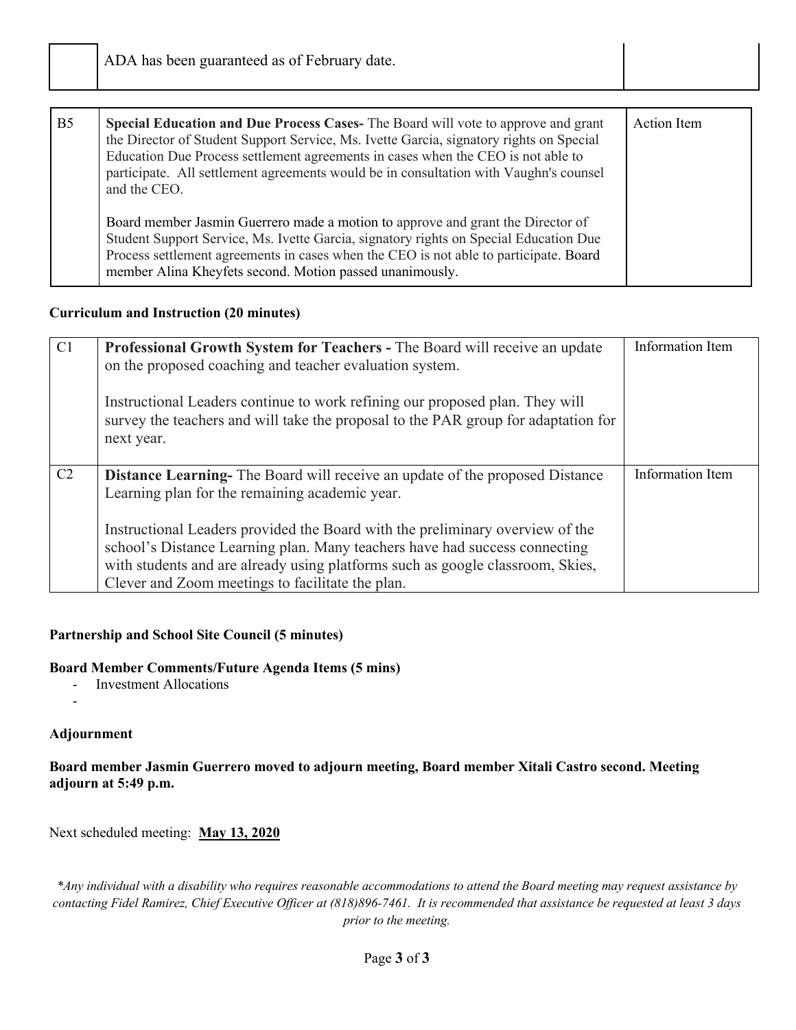| | | |
|---|---|---|
| | ADA has been guaranteed as of February date. | |

| | | |
|---|---|---|
| B5 | **Special Education and Due Process Cases-** The Board will vote to approve and grant the Director of Student Support Service, Ms. Ivette Garcia, signatory rights on Special Education Due Process settlement agreements in cases when the CEO is not able to participate. All settlement agreements would be in consultation with Vaughn's counsel and the CEO.<br><br>Board member Jasmin Guerrero made a motion to approve and grant the Director of Student Support Service, Ms. Ivette Garcia, signatory rights on Special Education Due Process settlement agreements in cases when the CEO is not able to participate. Board member Alina Kheyfets second. Motion passed unanimously. | Action Item |

**Curriculum and Instruction (20 minutes)**

| | | |
|---|---|---|
| C1 | **Professional Growth System for Teachers -** The Board will receive an update on the proposed coaching and teacher evaluation system.<br><br>Instructional Leaders continue to work refining our proposed plan. They will survey the teachers and will take the proposal to the PAR group for adaptation for next year. | Information Item |
| C2 | **Distance Learning-** The Board will receive an update of the proposed Distance Learning plan for the remaining academic year.<br><br>Instructional Leaders provided the Board with the preliminary overview of the school's Distance Learning plan. Many teachers have had success connecting with students and are already using platforms such as google classroom, Skies, Clever and Zoom meetings to facilitate the plan. | Information Item |

**Partnership and School Site Council (5 minutes)**

**Board Member Comments/Future Agenda Items (5 mins)**

- Investment Allocations
-

**Adjournment**

**Board member Jasmin Guerrero moved to adjourn meeting, Board member Xitali Castro second. Meeting adjourn at 5:49 p.m.**

Next scheduled meeting: **May 13, 2020**

*\*Any individual with a disability who requires reasonable accommodations to attend the Board meeting may request assistance by contacting Fidel Ramirez, Chief Executive Officer at (818)896-7461. It is recommended that assistance be requested at least 3 days prior to the meeting.*